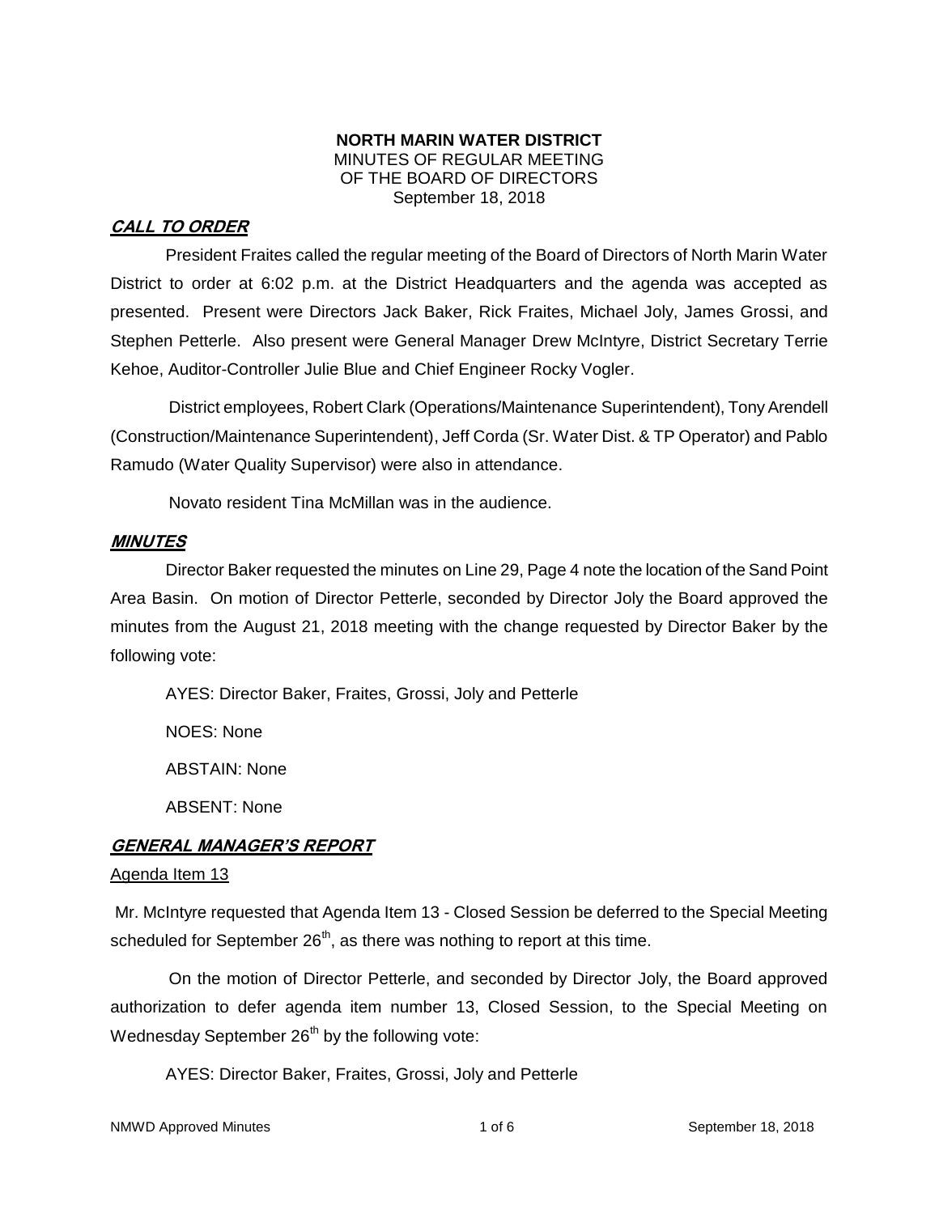**NORTH MARIN WATER DISTRICT**
MINUTES OF REGULAR MEETING
OF THE BOARD OF DIRECTORS
September 18, 2018

## ***CALL TO ORDER***

President Fraites called the regular meeting of the Board of Directors of North Marin Water District to order at 6:02 p.m. at the District Headquarters and the agenda was accepted as presented. Present were Directors Jack Baker, Rick Fraites, Michael Joly, James Grossi, and Stephen Petterle. Also present were General Manager Drew McIntyre, District Secretary Terrie Kehoe, Auditor-Controller Julie Blue and Chief Engineer Rocky Vogler.

District employees, Robert Clark (Operations/Maintenance Superintendent), Tony Arendell (Construction/Maintenance Superintendent), Jeff Corda (Sr. Water Dist. & TP Operator) and Pablo Ramudo (Water Quality Supervisor) were also in attendance.

Novato resident Tina McMillan was in the audience.

## ***MINUTES***

Director Baker requested the minutes on Line 29, Page 4 note the location of the Sand Point Area Basin. On motion of Director Petterle, seconded by Director Joly the Board approved the minutes from the August 21, 2018 meeting with the change requested by Director Baker by the following vote:

AYES: Director Baker, Fraites, Grossi, Joly and Petterle

NOES: None

ABSTAIN: None

ABSENT: None

## ***GENERAL MANAGER'S REPORT***

Agenda Item 13

Mr. McIntyre requested that Agenda Item 13 - Closed Session be deferred to the Special Meeting scheduled for September 26th, as there was nothing to report at this time.

On the motion of Director Petterle, and seconded by Director Joly, the Board approved authorization to defer agenda item number 13, Closed Session, to the Special Meeting on Wednesday September 26th by the following vote:

AYES: Director Baker, Fraites, Grossi, Joly and Petterle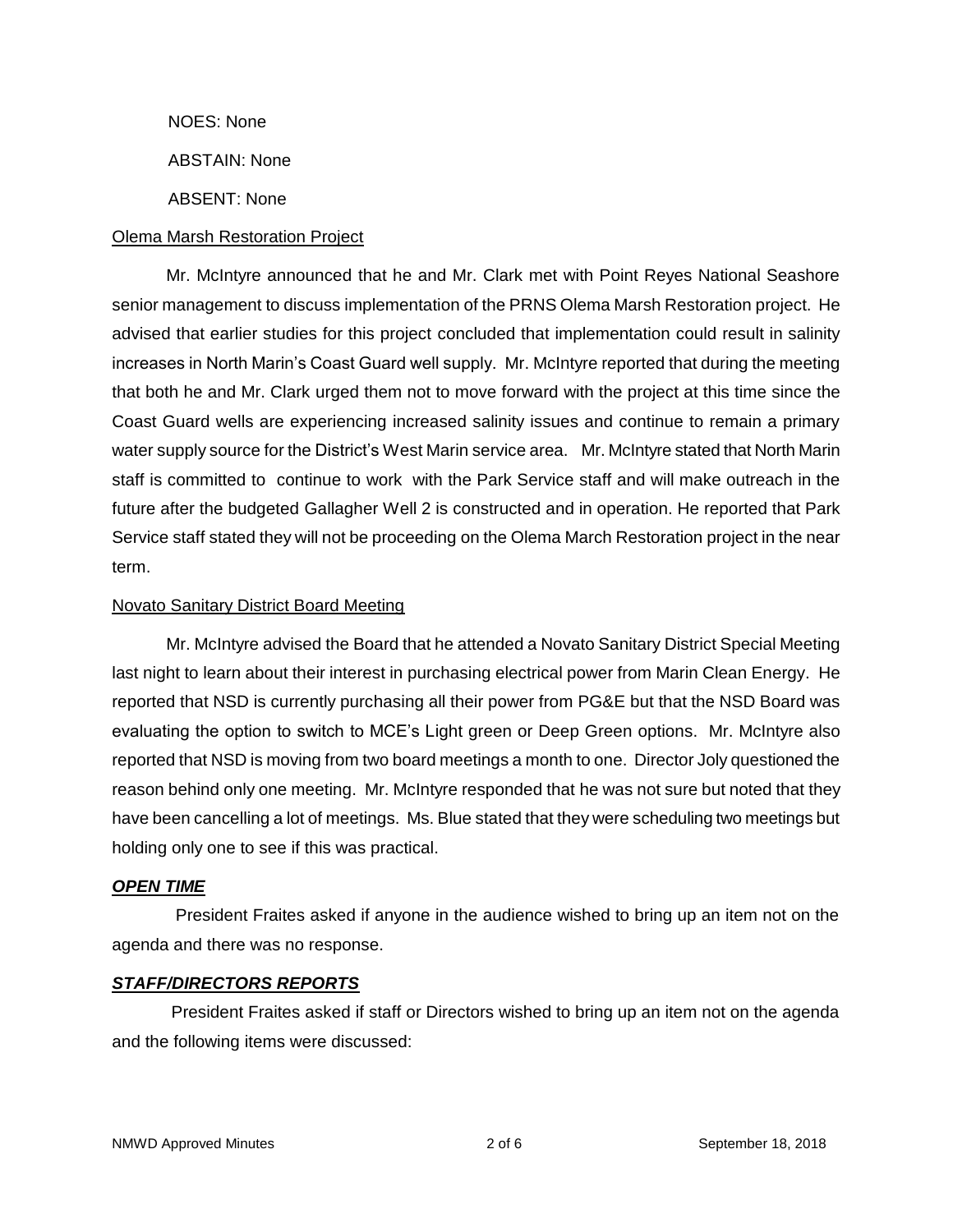NOES: None

ABSTAIN: None

ABSENT: None

<u>Olema Marsh Restoration Project</u>

Mr. McIntyre announced that he and Mr. Clark met with Point Reyes National Seashore senior management to discuss implementation of the PRNS Olema Marsh Restoration project. He advised that earlier studies for this project concluded that implementation could result in salinity increases in North Marin's Coast Guard well supply. Mr. McIntyre reported that during the meeting that both he and Mr. Clark urged them not to move forward with the project at this time since the Coast Guard wells are experiencing increased salinity issues and continue to remain a primary water supply source for the District's West Marin service area. Mr. McIntyre stated that North Marin staff is committed to continue to work with the Park Service staff and will make outreach in the future after the budgeted Gallagher Well 2 is constructed and in operation. He reported that Park Service staff stated they will not be proceeding on the Olema March Restoration project in the near term.

<u>Novato Sanitary District Board Meeting</u>

Mr. McIntyre advised the Board that he attended a Novato Sanitary District Special Meeting last night to learn about their interest in purchasing electrical power from Marin Clean Energy. He reported that NSD is currently purchasing all their power from PG&E but that the NSD Board was evaluating the option to switch to MCE's Light green or Deep Green options. Mr. McIntyre also reported that NSD is moving from two board meetings a month to one. Director Joly questioned the reason behind only one meeting. Mr. McIntyre responded that he was not sure but noted that they have been cancelling a lot of meetings. Ms. Blue stated that they were scheduling two meetings but holding only one to see if this was practical.

***<u>OPEN TIME</u>***

President Fraites asked if anyone in the audience wished to bring up an item not on the agenda and there was no response.

***<u>STAFF/DIRECTORS REPORTS</u>***

President Fraites asked if staff or Directors wished to bring up an item not on the agenda and the following items were discussed: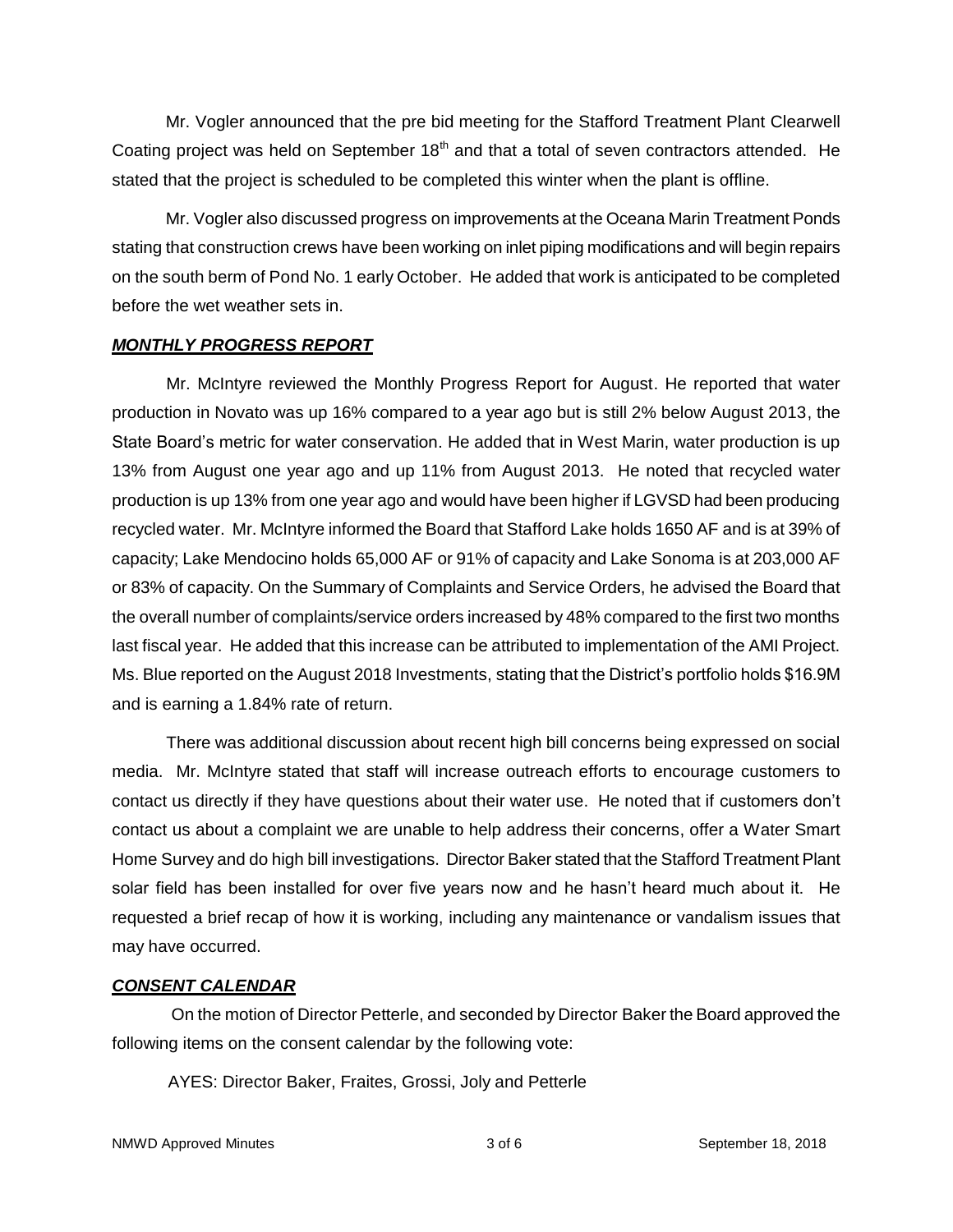Mr. Vogler announced that the pre bid meeting for the Stafford Treatment Plant Clearwell Coating project was held on September 18th and that a total of seven contractors attended. He stated that the project is scheduled to be completed this winter when the plant is offline.

Mr. Vogler also discussed progress on improvements at the Oceana Marin Treatment Ponds stating that construction crews have been working on inlet piping modifications and will begin repairs on the south berm of Pond No. 1 early October. He added that work is anticipated to be completed before the wet weather sets in.

## ***MONTHLY PROGRESS REPORT***

Mr. McIntyre reviewed the Monthly Progress Report for August. He reported that water production in Novato was up 16% compared to a year ago but is still 2% below August 2013, the State Board's metric for water conservation. He added that in West Marin, water production is up 13% from August one year ago and up 11% from August 2013. He noted that recycled water production is up 13% from one year ago and would have been higher if LGVSD had been producing recycled water. Mr. McIntyre informed the Board that Stafford Lake holds 1650 AF and is at 39% of capacity; Lake Mendocino holds 65,000 AF or 91% of capacity and Lake Sonoma is at 203,000 AF or 83% of capacity. On the Summary of Complaints and Service Orders, he advised the Board that the overall number of complaints/service orders increased by 48% compared to the first two months last fiscal year. He added that this increase can be attributed to implementation of the AMI Project. Ms. Blue reported on the August 2018 Investments, stating that the District's portfolio holds $16.9M and is earning a 1.84% rate of return.

There was additional discussion about recent high bill concerns being expressed on social media. Mr. McIntyre stated that staff will increase outreach efforts to encourage customers to contact us directly if they have questions about their water use. He noted that if customers don't contact us about a complaint we are unable to help address their concerns, offer a Water Smart Home Survey and do high bill investigations. Director Baker stated that the Stafford Treatment Plant solar field has been installed for over five years now and he hasn't heard much about it. He requested a brief recap of how it is working, including any maintenance or vandalism issues that may have occurred.

## ***CONSENT CALENDAR***

On the motion of Director Petterle, and seconded by Director Baker the Board approved the following items on the consent calendar by the following vote:

AYES: Director Baker, Fraites, Grossi, Joly and Petterle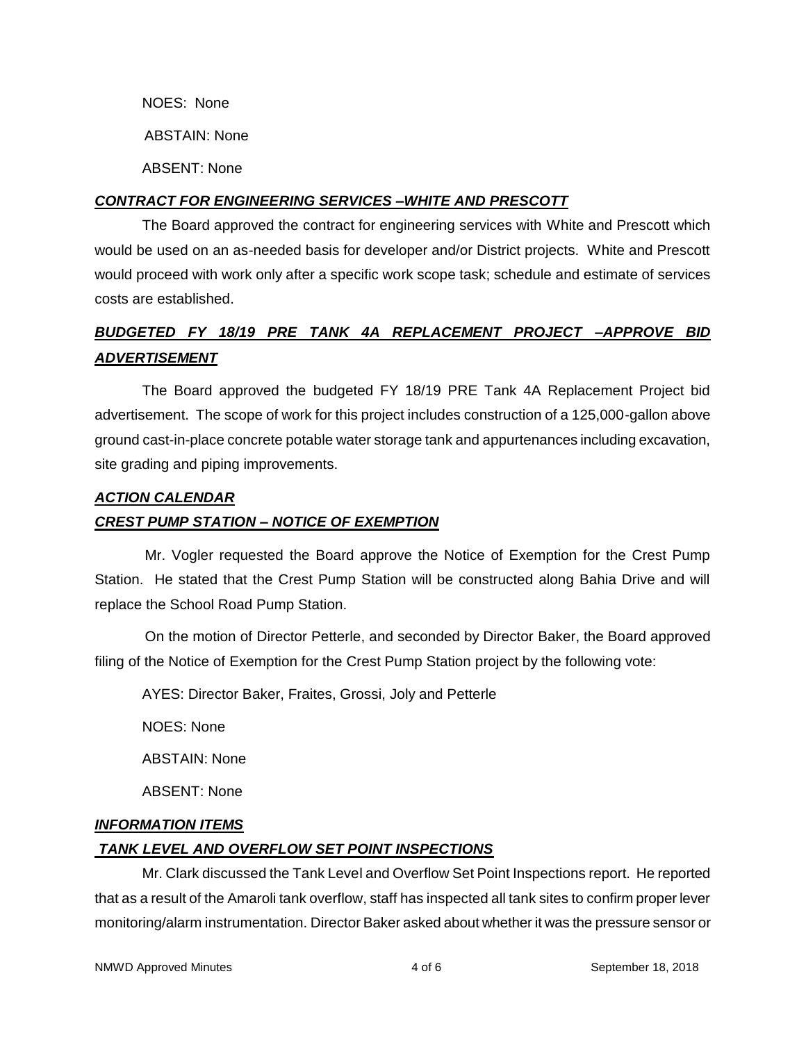NOES: None

ABSTAIN: None

ABSENT: None

***CONTRACT FOR ENGINEERING SERVICES –WHITE AND PRESCOTT***

The Board approved the contract for engineering services with White and Prescott which would be used on an as-needed basis for developer and/or District projects. White and Prescott would proceed with work only after a specific work scope task; schedule and estimate of services costs are established.

***BUDGETED FY 18/19 PRE TANK 4A REPLACEMENT PROJECT –APPROVE BID ADVERTISEMENT***

The Board approved the budgeted FY 18/19 PRE Tank 4A Replacement Project bid advertisement. The scope of work for this project includes construction of a 125,000-gallon above ground cast-in-place concrete potable water storage tank and appurtenances including excavation, site grading and piping improvements.

***ACTION CALENDAR***

***CREST PUMP STATION – NOTICE OF EXEMPTION***

Mr. Vogler requested the Board approve the Notice of Exemption for the Crest Pump Station. He stated that the Crest Pump Station will be constructed along Bahia Drive and will replace the School Road Pump Station.

On the motion of Director Petterle, and seconded by Director Baker, the Board approved filing of the Notice of Exemption for the Crest Pump Station project by the following vote:

AYES: Director Baker, Fraites, Grossi, Joly and Petterle

NOES: None

ABSTAIN: None

ABSENT: None

***INFORMATION ITEMS***

***TANK LEVEL AND OVERFLOW SET POINT INSPECTIONS***

Mr. Clark discussed the Tank Level and Overflow Set Point Inspections report. He reported that as a result of the Amaroli tank overflow, staff has inspected all tank sites to confirm proper lever monitoring/alarm instrumentation. Director Baker asked about whether it was the pressure sensor or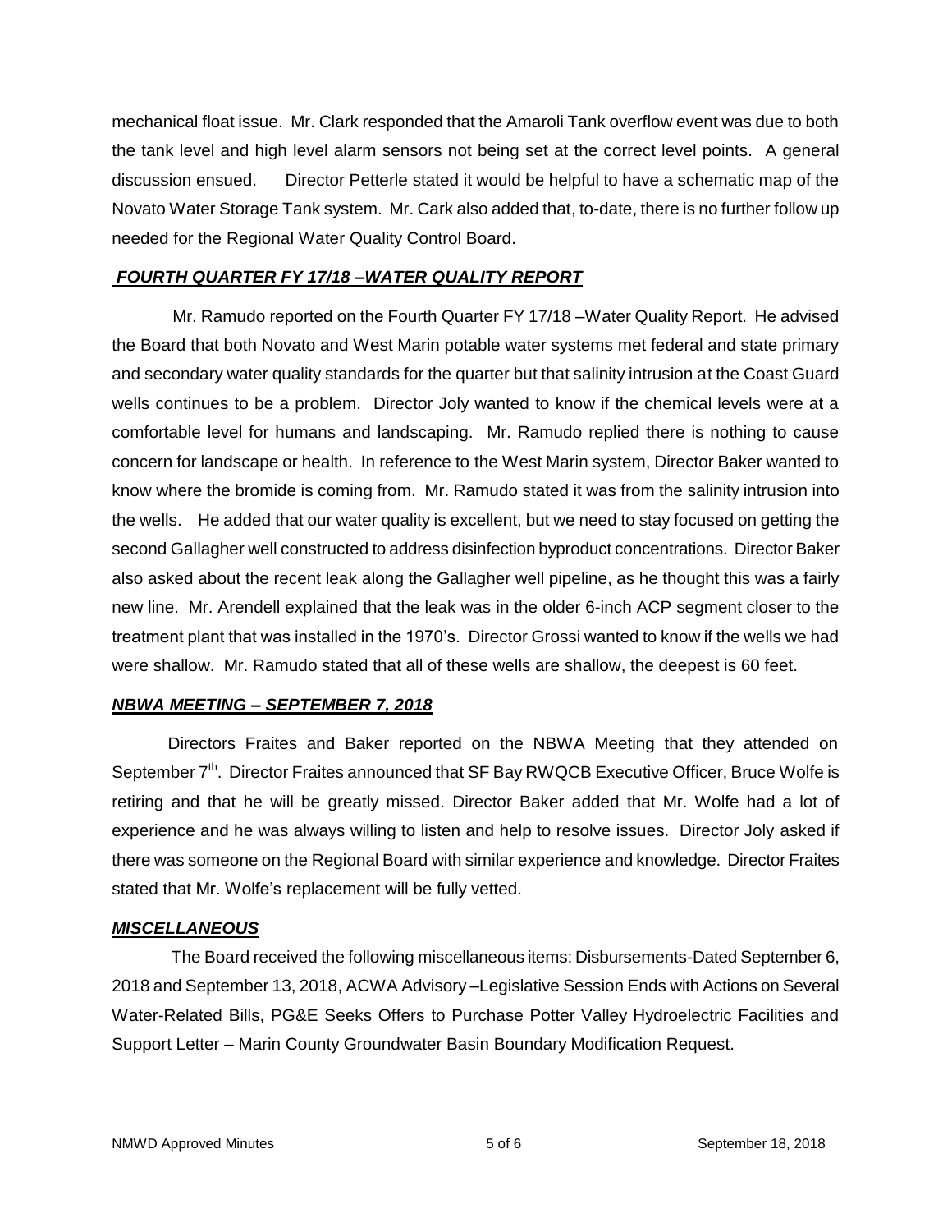mechanical float issue. Mr. Clark responded that the Amaroli Tank overflow event was due to both the tank level and high level alarm sensors not being set at the correct level points. A general discussion ensued. Director Petterle stated it would be helpful to have a schematic map of the Novato Water Storage Tank system. Mr. Cark also added that, to-date, there is no further follow up needed for the Regional Water Quality Control Board.

***FOURTH QUARTER FY 17/18 –WATER QUALITY REPORT***

Mr. Ramudo reported on the Fourth Quarter FY 17/18 –Water Quality Report. He advised the Board that both Novato and West Marin potable water systems met federal and state primary and secondary water quality standards for the quarter but that salinity intrusion at the Coast Guard wells continues to be a problem. Director Joly wanted to know if the chemical levels were at a comfortable level for humans and landscaping. Mr. Ramudo replied there is nothing to cause concern for landscape or health. In reference to the West Marin system, Director Baker wanted to know where the bromide is coming from. Mr. Ramudo stated it was from the salinity intrusion into the wells. He added that our water quality is excellent, but we need to stay focused on getting the second Gallagher well constructed to address disinfection byproduct concentrations. Director Baker also asked about the recent leak along the Gallagher well pipeline, as he thought this was a fairly new line. Mr. Arendell explained that the leak was in the older 6-inch ACP segment closer to the treatment plant that was installed in the 1970's. Director Grossi wanted to know if the wells we had were shallow. Mr. Ramudo stated that all of these wells are shallow, the deepest is 60 feet.

***NBWA MEETING – SEPTEMBER 7, 2018***

Directors Fraites and Baker reported on the NBWA Meeting that they attended on September 7th. Director Fraites announced that SF Bay RWQCB Executive Officer, Bruce Wolfe is retiring and that he will be greatly missed. Director Baker added that Mr. Wolfe had a lot of experience and he was always willing to listen and help to resolve issues. Director Joly asked if there was someone on the Regional Board with similar experience and knowledge. Director Fraites stated that Mr. Wolfe's replacement will be fully vetted.

***MISCELLANEOUS***

The Board received the following miscellaneous items: Disbursements-Dated September 6, 2018 and September 13, 2018, ACWA Advisory –Legislative Session Ends with Actions on Several Water-Related Bills, PG&E Seeks Offers to Purchase Potter Valley Hydroelectric Facilities and Support Letter – Marin County Groundwater Basin Boundary Modification Request.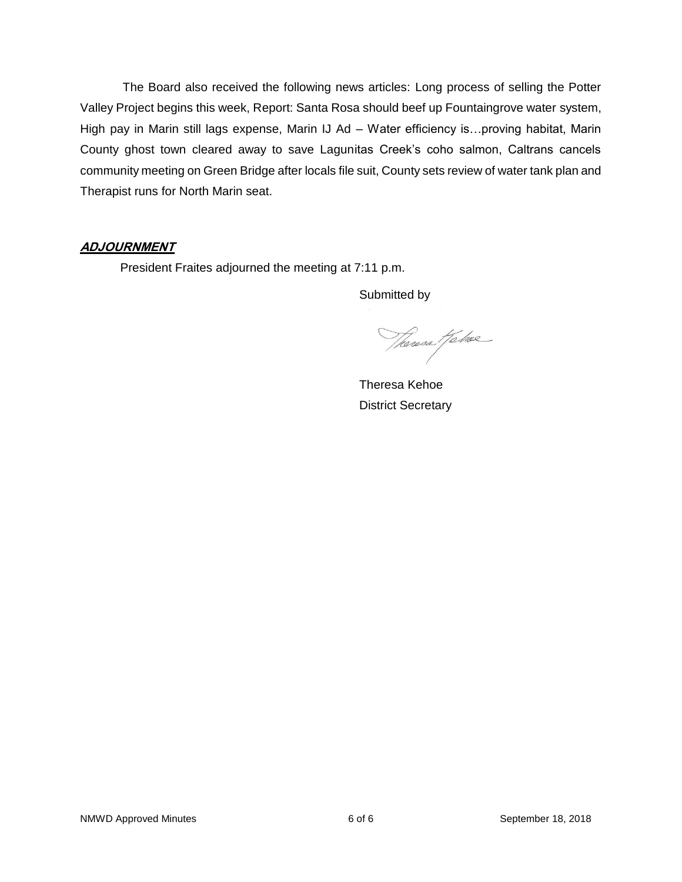The Board also received the following news articles: Long process of selling the Potter Valley Project begins this week, Report: Santa Rosa should beef up Fountaingrove water system, High pay in Marin still lags expense, Marin IJ Ad – Water efficiency is…proving habitat, Marin County ghost town cleared away to save Lagunitas Creek's coho salmon, Caltrans cancels community meeting on Green Bridge after locals file suit, County sets review of water tank plan and Therapist runs for North Marin seat.

## ***ADJOURNMENT***

President Fraites adjourned the meeting at 7:11 p.m.

Submitted by

Theresa Kehoe
District Secretary